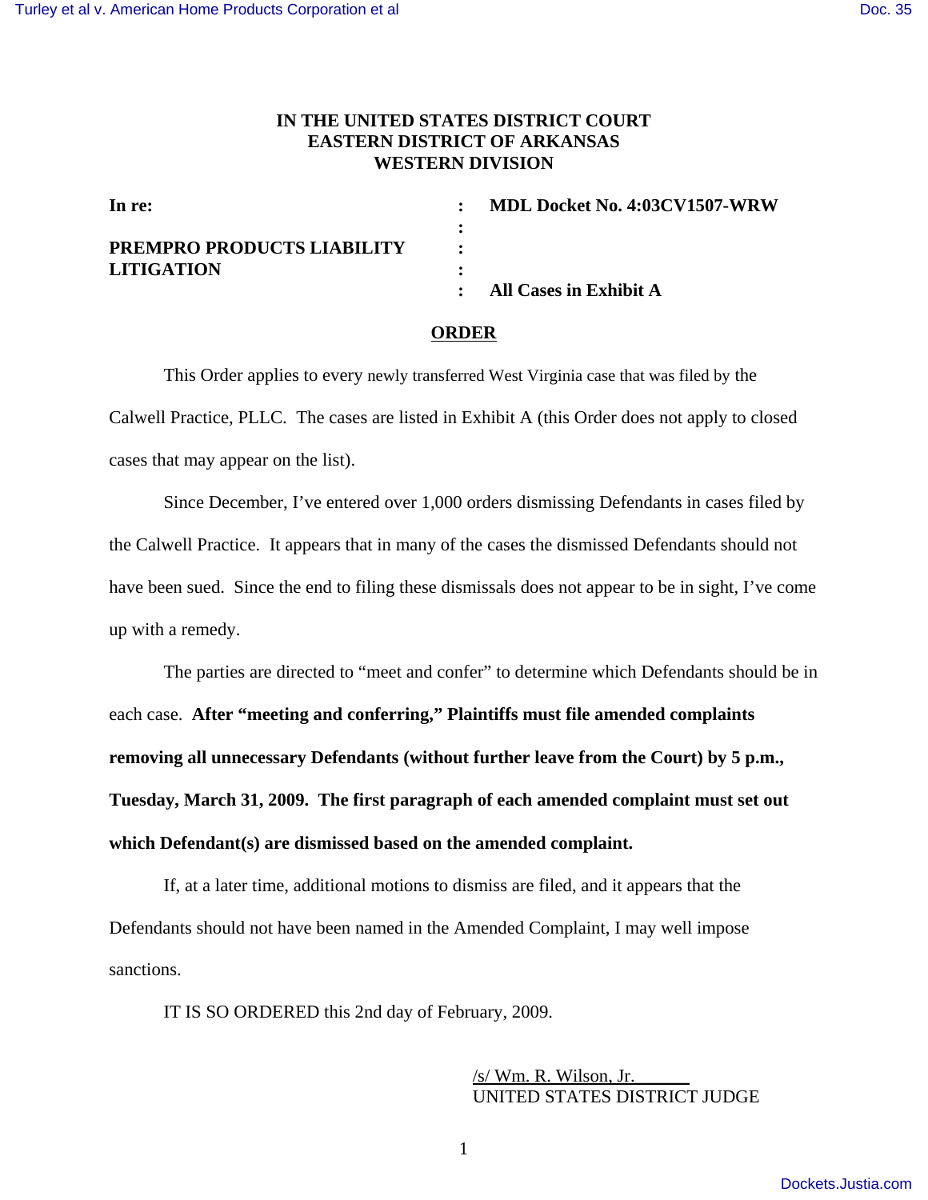**IN THE UNITED STATES DISTRICT COURT**
**EASTERN DISTRICT OF ARKANSAS**
**WESTERN DIVISION**

| | | |
|---|---|---|
| **In re:** | **:** | **MDL Docket No. 4:03CV1507-WRW** |
| | **:** | |
| **PREMPRO PRODUCTS LIABILITY** | **:** | |
| **LITIGATION** | **:** | |
| | **:** | **All Cases in Exhibit A** |

**ORDER**

This Order applies to every newly transferred West Virginia case that was filed by the Calwell Practice, PLLC. The cases are listed in Exhibit A (this Order does not apply to closed cases that may appear on the list).

Since December, I've entered over 1,000 orders dismissing Defendants in cases filed by the Calwell Practice. It appears that in many of the cases the dismissed Defendants should not have been sued. Since the end to filing these dismissals does not appear to be in sight, I've come up with a remedy.

The parties are directed to "meet and confer" to determine which Defendants should be in each case. **After "meeting and conferring," Plaintiffs must file amended complaints removing all unnecessary Defendants (without further leave from the Court) by 5 p.m., Tuesday, March 31, 2009. The first paragraph of each amended complaint must set out which Defendant(s) are dismissed based on the amended complaint.**

If, at a later time, additional motions to dismiss are filed, and it appears that the Defendants should not have been named in the Amended Complaint, I may well impose sanctions.

IT IS SO ORDERED this 2nd day of February, 2009.

/s/ Wm. R. Wilson, Jr.
UNITED STATES DISTRICT JUDGE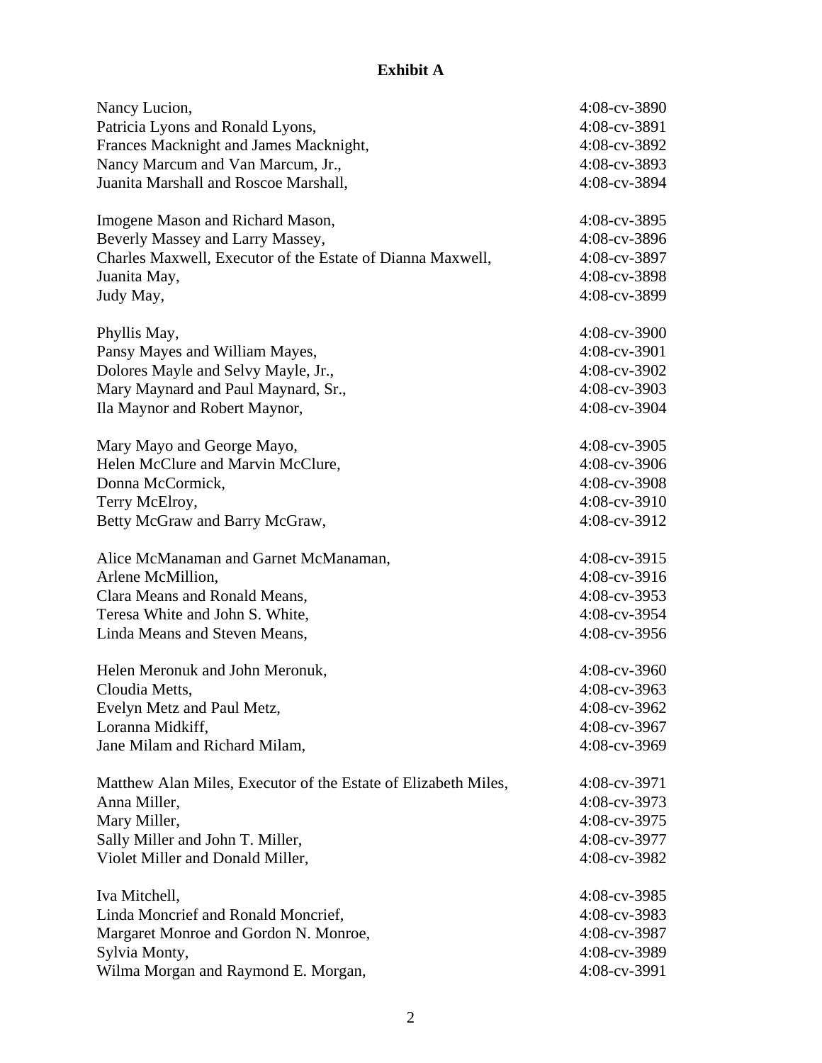# Exhibit A

| | |
|---|---|
| Nancy Lucion, | 4:08-cv-3890 |
| Patricia Lyons and Ronald Lyons, | 4:08-cv-3891 |
| Frances Macknight and James Macknight, | 4:08-cv-3892 |
| Nancy Marcum and Van Marcum, Jr., | 4:08-cv-3893 |
| Juanita Marshall and Roscoe Marshall, | 4:08-cv-3894 |
| Imogene Mason and Richard Mason, | 4:08-cv-3895 |
| Beverly Massey and Larry Massey, | 4:08-cv-3896 |
| Charles Maxwell, Executor of the Estate of Dianna Maxwell, | 4:08-cv-3897 |
| Juanita May, | 4:08-cv-3898 |
| Judy May, | 4:08-cv-3899 |
| Phyllis May, | 4:08-cv-3900 |
| Pansy Mayes and William Mayes, | 4:08-cv-3901 |
| Dolores Mayle and Selvy Mayle, Jr., | 4:08-cv-3902 |
| Mary Maynard and Paul Maynard, Sr., | 4:08-cv-3903 |
| Ila Maynor and Robert Maynor, | 4:08-cv-3904 |
| Mary Mayo and George Mayo, | 4:08-cv-3905 |
| Helen McClure and Marvin McClure, | 4:08-cv-3906 |
| Donna McCormick, | 4:08-cv-3908 |
| Terry McElroy, | 4:08-cv-3910 |
| Betty McGraw and Barry McGraw, | 4:08-cv-3912 |
| Alice McManaman and Garnet McManaman, | 4:08-cv-3915 |
| Arlene McMillion, | 4:08-cv-3916 |
| Clara Means and Ronald Means, | 4:08-cv-3953 |
| Teresa White and John S. White, | 4:08-cv-3954 |
| Linda Means and Steven Means, | 4:08-cv-3956 |
| Helen Meronuk and John Meronuk, | 4:08-cv-3960 |
| Cloudia Metts, | 4:08-cv-3963 |
| Evelyn Metz and Paul Metz, | 4:08-cv-3962 |
| Loranna Midkiff, | 4:08-cv-3967 |
| Jane Milam and Richard Milam, | 4:08-cv-3969 |
| Matthew Alan Miles, Executor of the Estate of Elizabeth Miles, | 4:08-cv-3971 |
| Anna Miller, | 4:08-cv-3973 |
| Mary Miller, | 4:08-cv-3975 |
| Sally Miller and John T. Miller, | 4:08-cv-3977 |
| Violet Miller and Donald Miller, | 4:08-cv-3982 |
| Iva Mitchell, | 4:08-cv-3985 |
| Linda Moncrief and Ronald Moncrief, | 4:08-cv-3983 |
| Margaret Monroe and Gordon N. Monroe, | 4:08-cv-3987 |
| Sylvia Monty, | 4:08-cv-3989 |
| Wilma Morgan and Raymond E. Morgan, | 4:08-cv-3991 |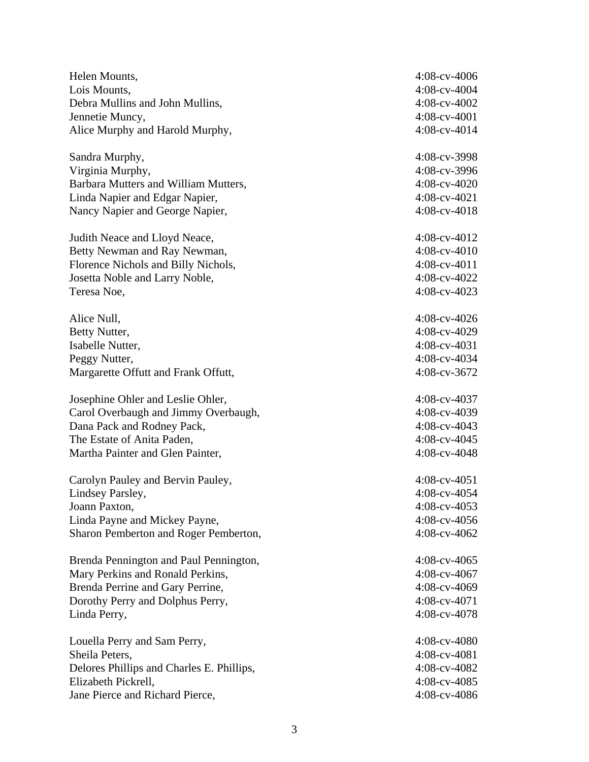| | |
|---|---|
| Helen Mounts, | 4:08-cv-4006 |
| Lois Mounts, | 4:08-cv-4004 |
| Debra Mullins and John Mullins, | 4:08-cv-4002 |
| Jennetie Muncy, | 4:08-cv-4001 |
| Alice Murphy and Harold Murphy, | 4:08-cv-4014 |
| Sandra Murphy, | 4:08-cv-3998 |
| Virginia Murphy, | 4:08-cv-3996 |
| Barbara Mutters and William Mutters, | 4:08-cv-4020 |
| Linda Napier and Edgar Napier, | 4:08-cv-4021 |
| Nancy Napier and George Napier, | 4:08-cv-4018 |
| Judith Neace and Lloyd Neace, | 4:08-cv-4012 |
| Betty Newman and Ray Newman, | 4:08-cv-4010 |
| Florence Nichols and Billy Nichols, | 4:08-cv-4011 |
| Josetta Noble and Larry Noble, | 4:08-cv-4022 |
| Teresa Noe, | 4:08-cv-4023 |
| Alice Null, | 4:08-cv-4026 |
| Betty Nutter, | 4:08-cv-4029 |
| Isabelle Nutter, | 4:08-cv-4031 |
| Peggy Nutter, | 4:08-cv-4034 |
| Margarette Offutt and Frank Offutt, | 4:08-cv-3672 |
| Josephine Ohler and Leslie Ohler, | 4:08-cv-4037 |
| Carol Overbaugh and Jimmy Overbaugh, | 4:08-cv-4039 |
| Dana Pack and Rodney Pack, | 4:08-cv-4043 |
| The Estate of Anita Paden, | 4:08-cv-4045 |
| Martha Painter and Glen Painter, | 4:08-cv-4048 |
| Carolyn Pauley and Bervin Pauley, | 4:08-cv-4051 |
| Lindsey Parsley, | 4:08-cv-4054 |
| Joann Paxton, | 4:08-cv-4053 |
| Linda Payne and Mickey Payne, | 4:08-cv-4056 |
| Sharon Pemberton and Roger Pemberton, | 4:08-cv-4062 |
| Brenda Pennington and Paul Pennington, | 4:08-cv-4065 |
| Mary Perkins and Ronald Perkins, | 4:08-cv-4067 |
| Brenda Perrine and Gary Perrine, | 4:08-cv-4069 |
| Dorothy Perry and Dolphus Perry, | 4:08-cv-4071 |
| Linda Perry, | 4:08-cv-4078 |
| Louella Perry and Sam Perry, | 4:08-cv-4080 |
| Sheila Peters, | 4:08-cv-4081 |
| Delores Phillips and Charles E. Phillips, | 4:08-cv-4082 |
| Elizabeth Pickrell, | 4:08-cv-4085 |
| Jane Pierce and Richard Pierce, | 4:08-cv-4086 |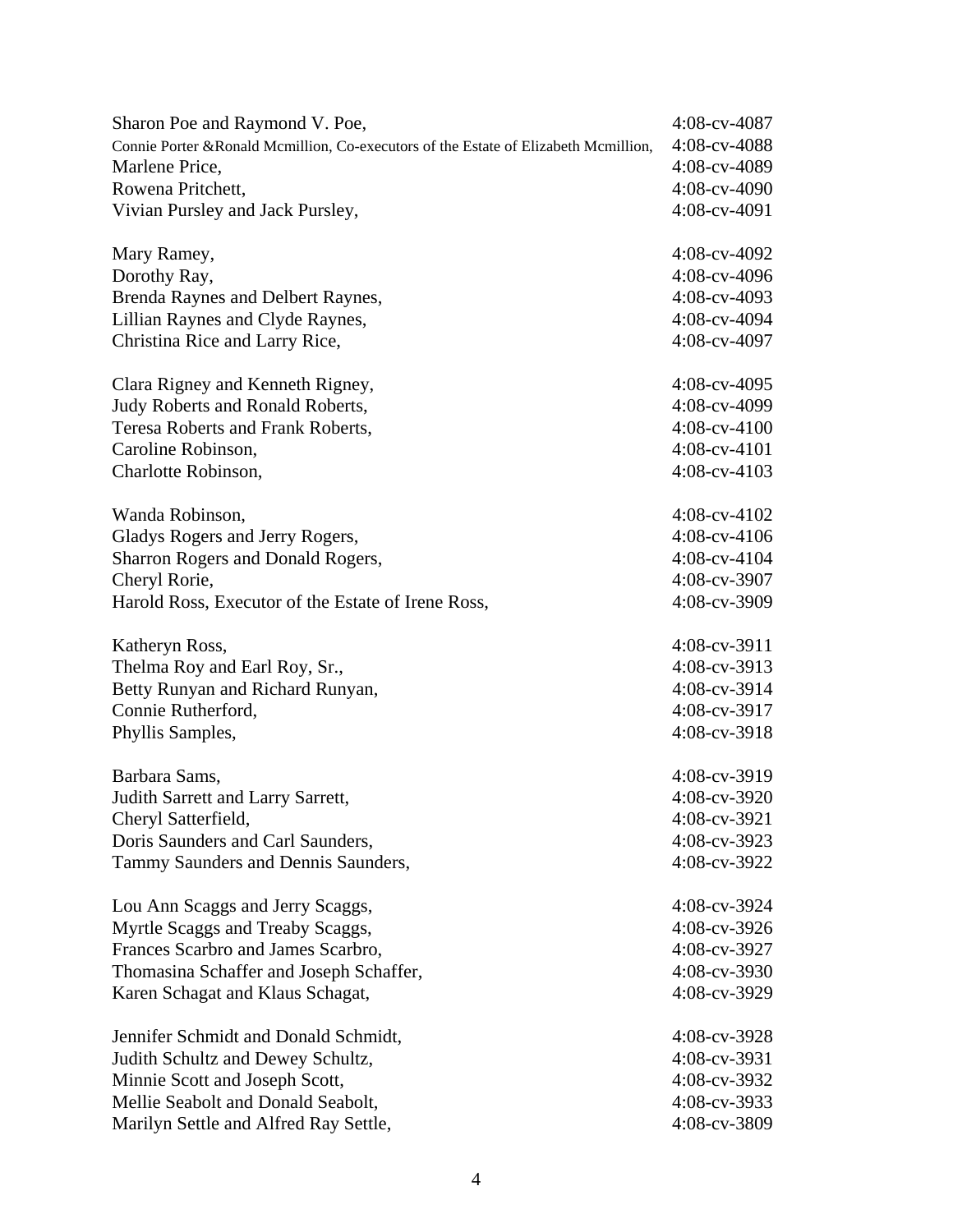| | |
|---|---|
| Sharon Poe and Raymond V. Poe, | 4:08-cv-4087 |
| Connie Porter &Ronald Mcmillion, Co-executors of the Estate of Elizabeth Mcmillion, | 4:08-cv-4088 |
| Marlene Price, | 4:08-cv-4089 |
| Rowena Pritchett, | 4:08-cv-4090 |
| Vivian Pursley and Jack Pursley, | 4:08-cv-4091 |
| Mary Ramey, | 4:08-cv-4092 |
| Dorothy Ray, | 4:08-cv-4096 |
| Brenda Raynes and Delbert Raynes, | 4:08-cv-4093 |
| Lillian Raynes and Clyde Raynes, | 4:08-cv-4094 |
| Christina Rice and Larry Rice, | 4:08-cv-4097 |
| Clara Rigney and Kenneth Rigney, | 4:08-cv-4095 |
| Judy Roberts and Ronald Roberts, | 4:08-cv-4099 |
| Teresa Roberts and Frank Roberts, | 4:08-cv-4100 |
| Caroline Robinson, | 4:08-cv-4101 |
| Charlotte Robinson, | 4:08-cv-4103 |
| Wanda Robinson, | 4:08-cv-4102 |
| Gladys Rogers and Jerry Rogers, | 4:08-cv-4106 |
| Sharron Rogers and Donald Rogers, | 4:08-cv-4104 |
| Cheryl Rorie, | 4:08-cv-3907 |
| Harold Ross, Executor of the Estate of Irene Ross, | 4:08-cv-3909 |
| Katheryn Ross, | 4:08-cv-3911 |
| Thelma Roy and Earl Roy, Sr., | 4:08-cv-3913 |
| Betty Runyan and Richard Runyan, | 4:08-cv-3914 |
| Connie Rutherford, | 4:08-cv-3917 |
| Phyllis Samples, | 4:08-cv-3918 |
| Barbara Sams, | 4:08-cv-3919 |
| Judith Sarrett and Larry Sarrett, | 4:08-cv-3920 |
| Cheryl Satterfield, | 4:08-cv-3921 |
| Doris Saunders and Carl Saunders, | 4:08-cv-3923 |
| Tammy Saunders and Dennis Saunders, | 4:08-cv-3922 |
| Lou Ann Scaggs and Jerry Scaggs, | 4:08-cv-3924 |
| Myrtle Scaggs and Treaby Scaggs, | 4:08-cv-3926 |
| Frances Scarbro and James Scarbro, | 4:08-cv-3927 |
| Thomasina Schaffer and Joseph Schaffer, | 4:08-cv-3930 |
| Karen Schagat and Klaus Schagat, | 4:08-cv-3929 |
| Jennifer Schmidt and Donald Schmidt, | 4:08-cv-3928 |
| Judith Schultz and Dewey Schultz, | 4:08-cv-3931 |
| Minnie Scott and Joseph Scott, | 4:08-cv-3932 |
| Mellie Seabolt and Donald Seabolt, | 4:08-cv-3933 |
| Marilyn Settle and Alfred Ray Settle, | 4:08-cv-3809 |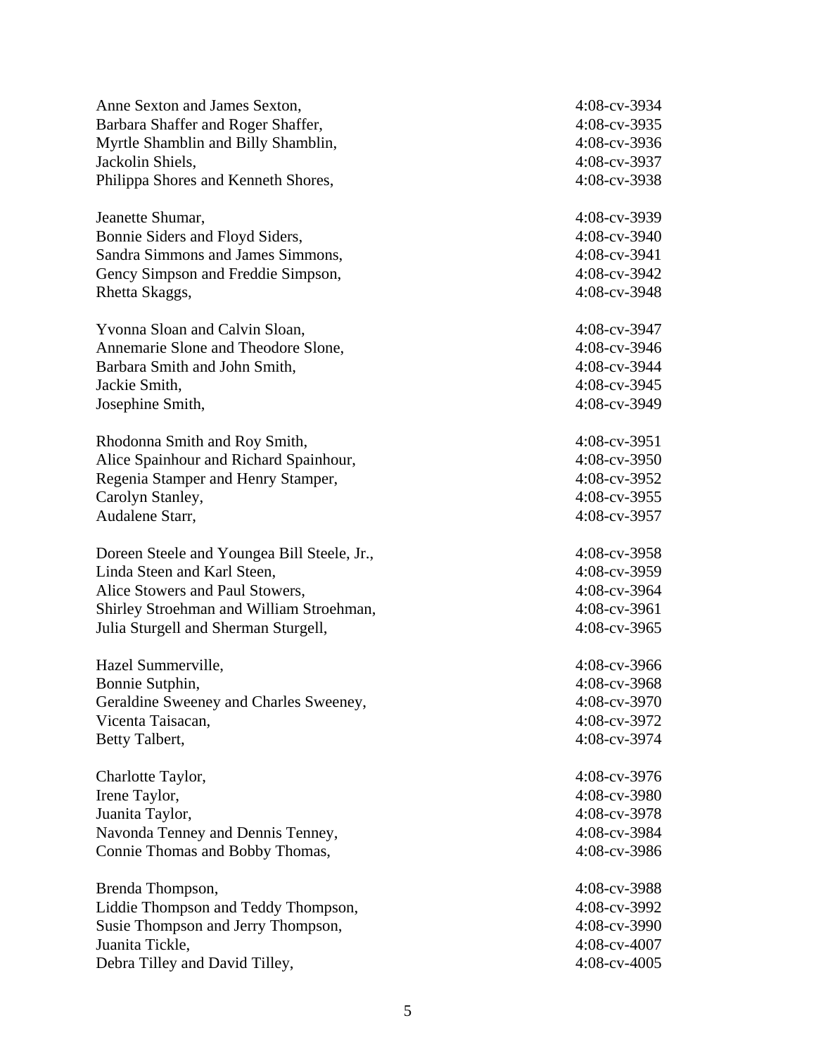| | |
|---|---|
| Anne Sexton and James Sexton, | 4:08-cv-3934 |
| Barbara Shaffer and Roger Shaffer, | 4:08-cv-3935 |
| Myrtle Shamblin and Billy Shamblin, | 4:08-cv-3936 |
| Jackolin Shiels, | 4:08-cv-3937 |
| Philippa Shores and Kenneth Shores, | 4:08-cv-3938 |
| Jeanette Shumar, | 4:08-cv-3939 |
| Bonnie Siders and Floyd Siders, | 4:08-cv-3940 |
| Sandra Simmons and James Simmons, | 4:08-cv-3941 |
| Gency Simpson and Freddie Simpson, | 4:08-cv-3942 |
| Rhetta Skaggs, | 4:08-cv-3948 |
| Yvonna Sloan and Calvin Sloan, | 4:08-cv-3947 |
| Annemarie Slone and Theodore Slone, | 4:08-cv-3946 |
| Barbara Smith and John Smith, | 4:08-cv-3944 |
| Jackie Smith, | 4:08-cv-3945 |
| Josephine Smith, | 4:08-cv-3949 |
| Rhodonna Smith and Roy Smith, | 4:08-cv-3951 |
| Alice Spainhour and Richard Spainhour, | 4:08-cv-3950 |
| Regenia Stamper and Henry Stamper, | 4:08-cv-3952 |
| Carolyn Stanley, | 4:08-cv-3955 |
| Audalene Starr, | 4:08-cv-3957 |
| Doreen Steele and Youngea Bill Steele, Jr., | 4:08-cv-3958 |
| Linda Steen and Karl Steen, | 4:08-cv-3959 |
| Alice Stowers and Paul Stowers, | 4:08-cv-3964 |
| Shirley Stroehman and William Stroehman, | 4:08-cv-3961 |
| Julia Sturgell and Sherman Sturgell, | 4:08-cv-3965 |
| Hazel Summerville, | 4:08-cv-3966 |
| Bonnie Sutphin, | 4:08-cv-3968 |
| Geraldine Sweeney and Charles Sweeney, | 4:08-cv-3970 |
| Vicenta Taisacan, | 4:08-cv-3972 |
| Betty Talbert, | 4:08-cv-3974 |
| Charlotte Taylor, | 4:08-cv-3976 |
| Irene Taylor, | 4:08-cv-3980 |
| Juanita Taylor, | 4:08-cv-3978 |
| Navonda Tenney and Dennis Tenney, | 4:08-cv-3984 |
| Connie Thomas and Bobby Thomas, | 4:08-cv-3986 |
| Brenda Thompson, | 4:08-cv-3988 |
| Liddie Thompson and Teddy Thompson, | 4:08-cv-3992 |
| Susie Thompson and Jerry Thompson, | 4:08-cv-3990 |
| Juanita Tickle, | 4:08-cv-4007 |
| Debra Tilley and David Tilley, | 4:08-cv-4005 |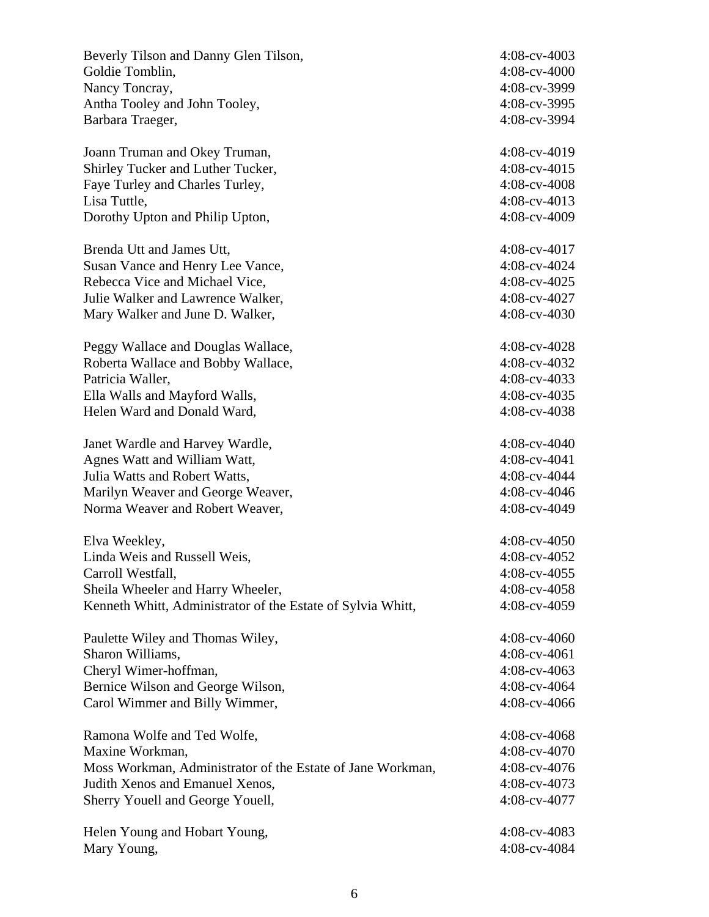| | |
|---|---|
| Beverly Tilson and Danny Glen Tilson, | 4:08-cv-4003 |
| Goldie Tomblin, | 4:08-cv-4000 |
| Nancy Toncray, | 4:08-cv-3999 |
| Antha Tooley and John Tooley, | 4:08-cv-3995 |
| Barbara Traeger, | 4:08-cv-3994 |
| Joann Truman and Okey Truman, | 4:08-cv-4019 |
| Shirley Tucker and Luther Tucker, | 4:08-cv-4015 |
| Faye Turley and Charles Turley, | 4:08-cv-4008 |
| Lisa Tuttle, | 4:08-cv-4013 |
| Dorothy Upton and Philip Upton, | 4:08-cv-4009 |
| Brenda Utt and James Utt, | 4:08-cv-4017 |
| Susan Vance and Henry Lee Vance, | 4:08-cv-4024 |
| Rebecca Vice and Michael Vice, | 4:08-cv-4025 |
| Julie Walker and Lawrence Walker, | 4:08-cv-4027 |
| Mary Walker and June D. Walker, | 4:08-cv-4030 |
| Peggy Wallace and Douglas Wallace, | 4:08-cv-4028 |
| Roberta Wallace and Bobby Wallace, | 4:08-cv-4032 |
| Patricia Waller, | 4:08-cv-4033 |
| Ella Walls and Mayford Walls, | 4:08-cv-4035 |
| Helen Ward and Donald Ward, | 4:08-cv-4038 |
| Janet Wardle and Harvey Wardle, | 4:08-cv-4040 |
| Agnes Watt and William Watt, | 4:08-cv-4041 |
| Julia Watts and Robert Watts, | 4:08-cv-4044 |
| Marilyn Weaver and George Weaver, | 4:08-cv-4046 |
| Norma Weaver and Robert Weaver, | 4:08-cv-4049 |
| Elva Weekley, | 4:08-cv-4050 |
| Linda Weis and Russell Weis, | 4:08-cv-4052 |
| Carroll Westfall, | 4:08-cv-4055 |
| Sheila Wheeler and Harry Wheeler, | 4:08-cv-4058 |
| Kenneth Whitt, Administrator of the Estate of Sylvia Whitt, | 4:08-cv-4059 |
| Paulette Wiley and Thomas Wiley, | 4:08-cv-4060 |
| Sharon Williams, | 4:08-cv-4061 |
| Cheryl Wimer-hoffman, | 4:08-cv-4063 |
| Bernice Wilson and George Wilson, | 4:08-cv-4064 |
| Carol Wimmer and Billy Wimmer, | 4:08-cv-4066 |
| Ramona Wolfe and Ted Wolfe, | 4:08-cv-4068 |
| Maxine Workman, | 4:08-cv-4070 |
| Moss Workman, Administrator of the Estate of Jane Workman, | 4:08-cv-4076 |
| Judith Xenos and Emanuel Xenos, | 4:08-cv-4073 |
| Sherry Youell and George Youell, | 4:08-cv-4077 |
| Helen Young and Hobart Young, | 4:08-cv-4083 |
| Mary Young, | 4:08-cv-4084 |